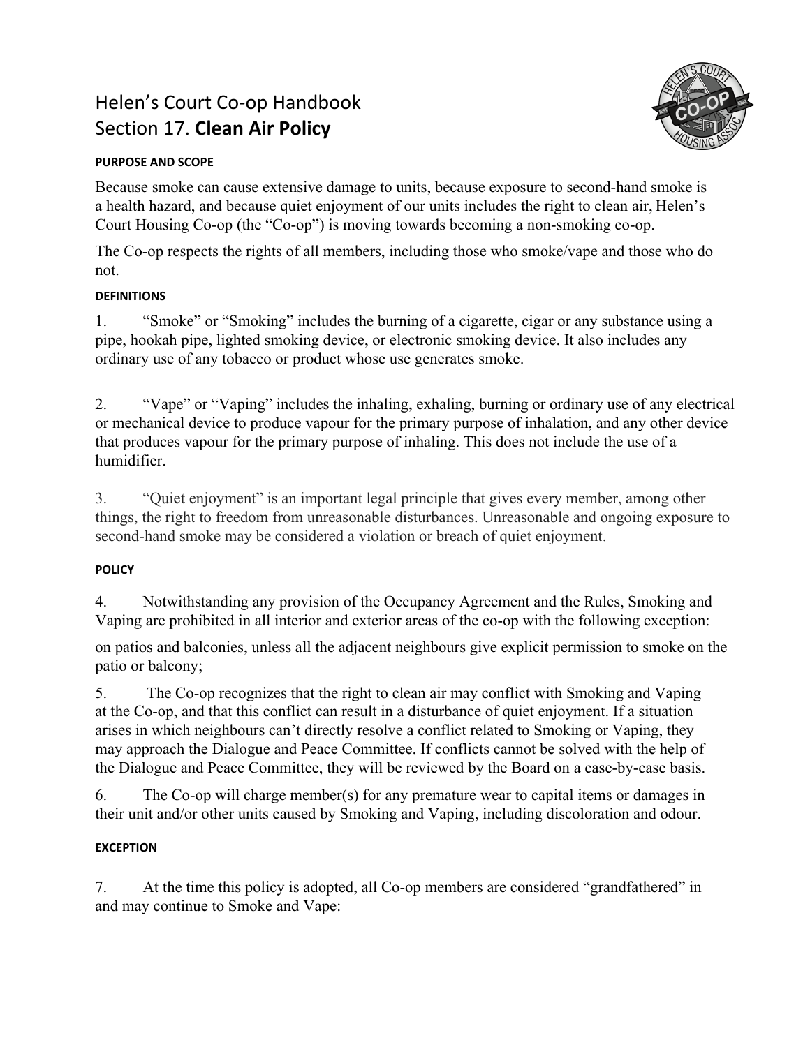# Helen's Court Co-op Handbook
# Section 17. **Clean Air Policy**

#### PURPOSE AND SCOPE

Because smoke can cause extensive damage to units, because exposure to second-hand smoke is a health hazard, and because quiet enjoyment of our units includes the right to clean air, Helen's Court Housing Co-op (the "Co-op") is moving towards becoming a non-smoking co-op.

The Co-op respects the rights of all members, including those who smoke/vape and those who do not.

#### DEFINITIONS

1. "Smoke" or "Smoking" includes the burning of a cigarette, cigar or any substance using a pipe, hookah pipe, lighted smoking device, or electronic smoking device. It also includes any ordinary use of any tobacco or product whose use generates smoke.

2. "Vape" or "Vaping" includes the inhaling, exhaling, burning or ordinary use of any electrical or mechanical device to produce vapour for the primary purpose of inhalation, and any other device that produces vapour for the primary purpose of inhaling. This does not include the use of a humidifier.

3. "Quiet enjoyment" is an important legal principle that gives every member, among other things, the right to freedom from unreasonable disturbances. Unreasonable and ongoing exposure to second-hand smoke may be considered a violation or breach of quiet enjoyment.

#### POLICY

4. Notwithstanding any provision of the Occupancy Agreement and the Rules, Smoking and Vaping are prohibited in all interior and exterior areas of the co-op with the following exception:

on patios and balconies, unless all the adjacent neighbours give explicit permission to smoke on the patio or balcony;

5. The Co-op recognizes that the right to clean air may conflict with Smoking and Vaping at the Co-op, and that this conflict can result in a disturbance of quiet enjoyment. If a situation arises in which neighbours can't directly resolve a conflict related to Smoking or Vaping, they may approach the Dialogue and Peace Committee. If conflicts cannot be solved with the help of the Dialogue and Peace Committee, they will be reviewed by the Board on a case-by-case basis.

6. The Co-op will charge member(s) for any premature wear to capital items or damages in their unit and/or other units caused by Smoking and Vaping, including discoloration and odour.

#### EXCEPTION

7. At the time this policy is adopted, all Co-op members are considered "grandfathered" in and may continue to Smoke and Vape: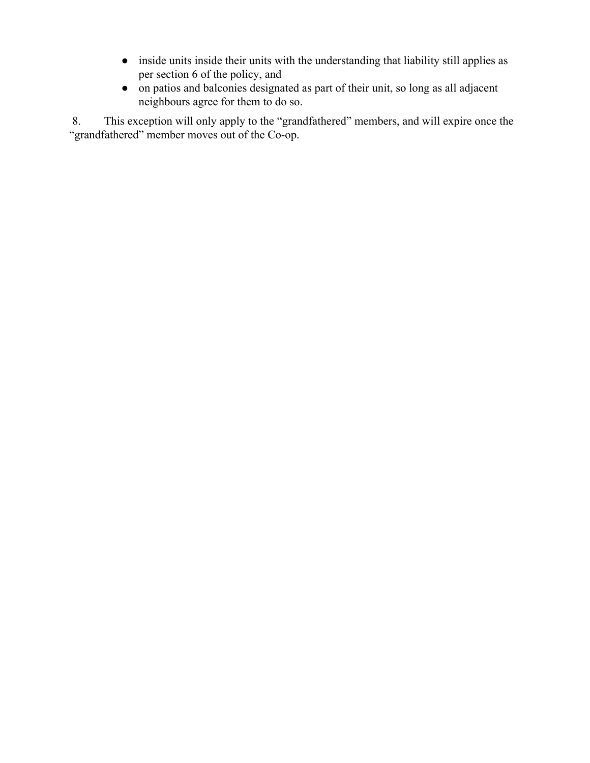- inside units inside their units with the understanding that liability still applies as per section 6 of the policy, and
- on patios and balconies designated as part of their unit, so long as all adjacent neighbours agree for them to do so.

8. This exception will only apply to the “grandfathered” members, and will expire once the “grandfathered” member moves out of the Co-op.